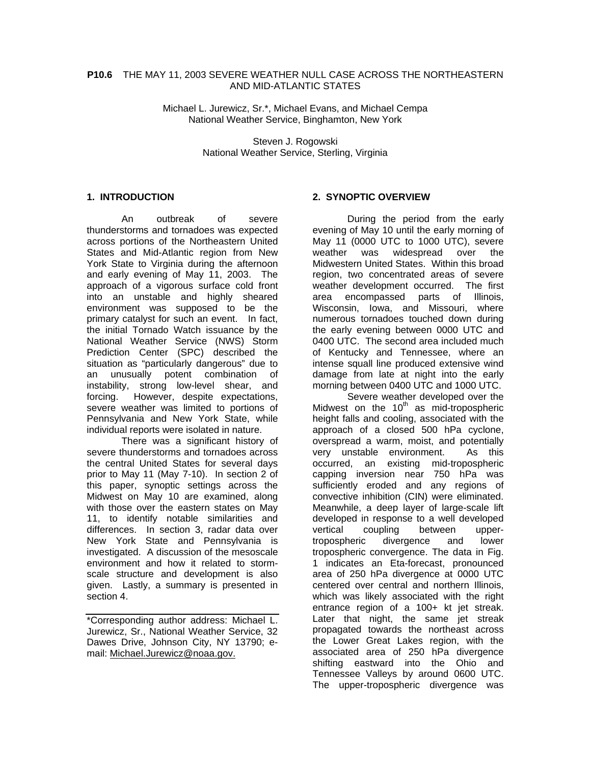**P10.6** THE MAY 11, 2003 SEVERE WEATHER NULL CASE ACROSS THE NORTHEASTERN AND MID-ATLANTIC STATES

Michael L. Jurewicz, Sr.*, Michael Evans, and Michael Cempa
National Weather Service, Binghamton, New York

Steven J. Rogowski
National Weather Service, Sterling, Virginia

## 1. INTRODUCTION

An outbreak of severe thunderstorms and tornadoes was expected across portions of the Northeastern United States and Mid-Atlantic region from New York State to Virginia during the afternoon and early evening of May 11, 2003. The approach of a vigorous surface cold front into an unstable and highly sheared environment was supposed to be the primary catalyst for such an event. In fact, the initial Tornado Watch issuance by the National Weather Service (NWS) Storm Prediction Center (SPC) described the situation as "particularly dangerous" due to an unusually potent combination of instability, strong low-level shear, and forcing. However, despite expectations, severe weather was limited to portions of Pennsylvania and New York State, while individual reports were isolated in nature.

There was a significant history of severe thunderstorms and tornadoes across the central United States for several days prior to May 11 (May 7-10). In section 2 of this paper, synoptic settings across the Midwest on May 10 are examined, along with those over the eastern states on May 11, to identify notable similarities and differences. In section 3, radar data over New York State and Pennsylvania is investigated. A discussion of the mesoscale environment and how it related to storm-scale structure and development is also given. Lastly, a summary is presented in section 4.

*Corresponding author address: Michael L. Jurewicz, Sr., National Weather Service, 32 Dawes Drive, Johnson City, NY 13790; e-mail: Michael.Jurewicz@noaa.gov.

## 2. SYNOPTIC OVERVIEW

During the period from the early evening of May 10 until the early morning of May 11 (0000 UTC to 1000 UTC), severe weather was widespread over the Midwestern United States. Within this broad region, two concentrated areas of severe weather development occurred. The first area encompassed parts of Illinois, Wisconsin, Iowa, and Missouri, where numerous tornadoes touched down during the early evening between 0000 UTC and 0400 UTC. The second area included much of Kentucky and Tennessee, where an intense squall line produced extensive wind damage from late at night into the early morning between 0400 UTC and 1000 UTC.

Severe weather developed over the Midwest on the 10th as mid-tropospheric height falls and cooling, associated with the approach of a closed 500 hPa cyclone, overspread a warm, moist, and potentially very unstable environment. As this occurred, an existing mid-tropospheric capping inversion near 750 hPa was sufficiently eroded and any regions of convective inhibition (CIN) were eliminated. Meanwhile, a deep layer of large-scale lift developed in response to a well developed vertical coupling between upper-tropospheric divergence and lower tropospheric convergence. The data in Fig. 1 indicates an Eta-forecast, pronounced area of 250 hPa divergence at 0000 UTC centered over central and northern Illinois, which was likely associated with the right entrance region of a 100+ kt jet streak. Later that night, the same jet streak propagated towards the northeast across the Lower Great Lakes region, with the associated area of 250 hPa divergence shifting eastward into the Ohio and Tennessee Valleys by around 0600 UTC. The upper-tropospheric divergence was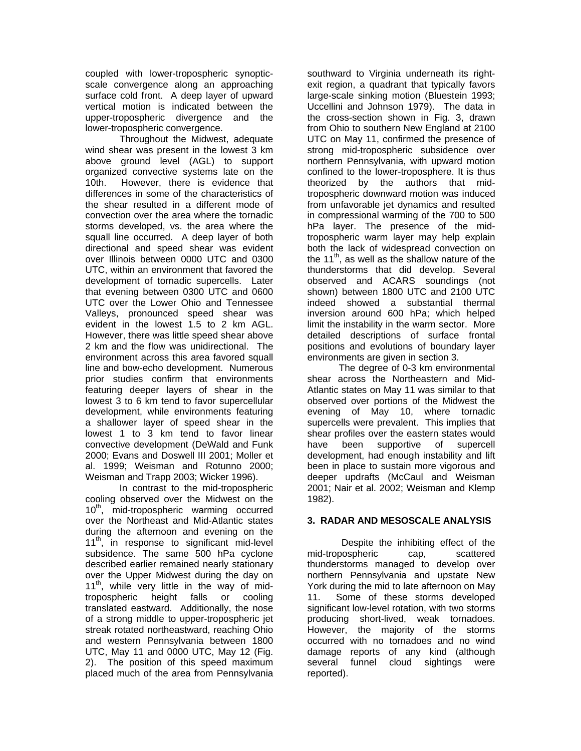coupled with lower-tropospheric synoptic-scale convergence along an approaching surface cold front. A deep layer of upward vertical motion is indicated between the upper-tropospheric divergence and the lower-tropospheric convergence.

Throughout the Midwest, adequate wind shear was present in the lowest 3 km above ground level (AGL) to support organized convective systems late on the 10th. However, there is evidence that differences in some of the characteristics of the shear resulted in a different mode of convection over the area where the tornadic storms developed, vs. the area where the squall line occurred. A deep layer of both directional and speed shear was evident over Illinois between 0000 UTC and 0300 UTC, within an environment that favored the development of tornadic supercells. Later that evening between 0300 UTC and 0600 UTC over the Lower Ohio and Tennessee Valleys, pronounced speed shear was evident in the lowest 1.5 to 2 km AGL. However, there was little speed shear above 2 km and the flow was unidirectional. The environment across this area favored squall line and bow-echo development. Numerous prior studies confirm that environments featuring deeper layers of shear in the lowest 3 to 6 km tend to favor supercellular development, while environments featuring a shallower layer of speed shear in the lowest 1 to 3 km tend to favor linear convective development (DeWald and Funk 2000; Evans and Doswell III 2001; Moller et al. 1999; Weisman and Rotunno 2000; Weisman and Trapp 2003; Wicker 1996).

In contrast to the mid-tropospheric cooling observed over the Midwest on the 10th, mid-tropospheric warming occurred over the Northeast and Mid-Atlantic states during the afternoon and evening on the 11th, in response to significant mid-level subsidence. The same 500 hPa cyclone described earlier remained nearly stationary over the Upper Midwest during the day on 11th, while very little in the way of mid-tropospheric height falls or cooling translated eastward. Additionally, the nose of a strong middle to upper-tropospheric jet streak rotated northeastward, reaching Ohio and western Pennsylvania between 1800 UTC, May 11 and 0000 UTC, May 12 (Fig. 2). The position of this speed maximum placed much of the area from Pennsylvania southward to Virginia underneath its right-exit region, a quadrant that typically favors large-scale sinking motion (Bluestein 1993; Uccellini and Johnson 1979). The data in the cross-section shown in Fig. 3, drawn from Ohio to southern New England at 2100 UTC on May 11, confirmed the presence of strong mid-tropospheric subsidence over northern Pennsylvania, with upward motion confined to the lower-troposphere. It is thus theorized by the authors that mid-tropospheric downward motion was induced from unfavorable jet dynamics and resulted in compressional warming of the 700 to 500 hPa layer. The presence of the mid-tropospheric warm layer may help explain both the lack of widespread convection on the 11th, as well as the shallow nature of the thunderstorms that did develop. Several observed and ACARS soundings (not shown) between 1800 UTC and 2100 UTC indeed showed a substantial thermal inversion around 600 hPa; which helped limit the instability in the warm sector. More detailed descriptions of surface frontal positions and evolutions of boundary layer environments are given in section 3.

The degree of 0-3 km environmental shear across the Northeastern and Mid-Atlantic states on May 11 was similar to that observed over portions of the Midwest the evening of May 10, where tornadic supercells were prevalent. This implies that shear profiles over the eastern states would have been supportive of supercell development, had enough instability and lift been in place to sustain more vigorous and deeper updrafts (McCaul and Weisman 2001; Nair et al. 2002; Weisman and Klemp 1982).

## 3. RADAR AND MESOSCALE ANALYSIS

Despite the inhibiting effect of the mid-tropospheric cap, scattered thunderstorms managed to develop over northern Pennsylvania and upstate New York during the mid to late afternoon on May 11. Some of these storms developed significant low-level rotation, with two storms producing short-lived, weak tornadoes. However, the majority of the storms occurred with no tornadoes and no wind damage reports of any kind (although several funnel cloud sightings were reported).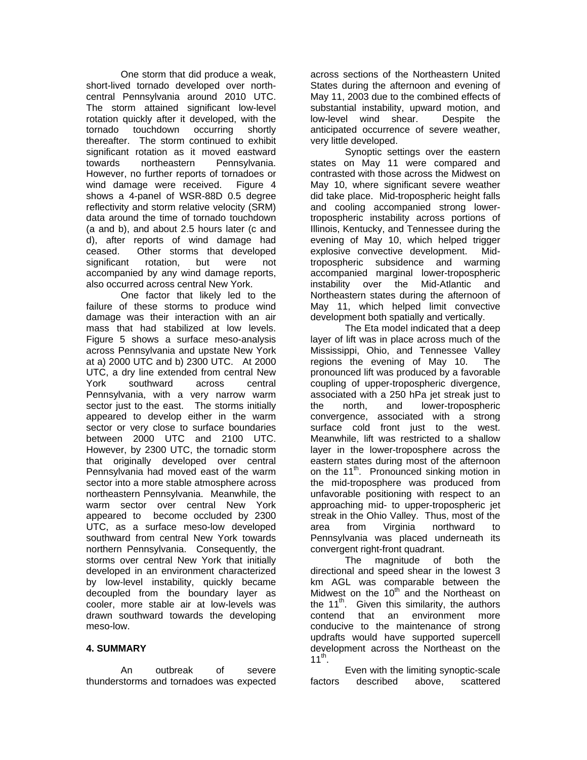One storm that did produce a weak, short-lived tornado developed over north-central Pennsylvania around 2010 UTC. The storm attained significant low-level rotation quickly after it developed, with the tornado touchdown occurring shortly thereafter. The storm continued to exhibit significant rotation as it moved eastward towards northeastern Pennsylvania. However, no further reports of tornadoes or wind damage were received. Figure 4 shows a 4-panel of WSR-88D 0.5 degree reflectivity and storm relative velocity (SRM) data around the time of tornado touchdown (a and b), and about 2.5 hours later (c and d), after reports of wind damage had ceased. Other storms that developed significant rotation, but were not accompanied by any wind damage reports, also occurred across central New York.

One factor that likely led to the failure of these storms to produce wind damage was their interaction with an air mass that had stabilized at low levels. Figure 5 shows a surface meso-analysis across Pennsylvania and upstate New York at a) 2000 UTC and b) 2300 UTC. At 2000 UTC, a dry line extended from central New York southward across central Pennsylvania, with a very narrow warm sector just to the east. The storms initially appeared to develop either in the warm sector or very close to surface boundaries between 2000 UTC and 2100 UTC. However, by 2300 UTC, the tornadic storm that originally developed over central Pennsylvania had moved east of the warm sector into a more stable atmosphere across northeastern Pennsylvania. Meanwhile, the warm sector over central New York appeared to become occluded by 2300 UTC, as a surface meso-low developed southward from central New York towards northern Pennsylvania. Consequently, the storms over central New York that initially developed in an environment characterized by low-level instability, quickly became decoupled from the boundary layer as cooler, more stable air at low-levels was drawn southward towards the developing meso-low.

## 4. SUMMARY

An outbreak of severe thunderstorms and tornadoes was expected across sections of the Northeastern United States during the afternoon and evening of May 11, 2003 due to the combined effects of substantial instability, upward motion, and low-level wind shear. Despite the anticipated occurrence of severe weather, very little developed.

Synoptic settings over the eastern states on May 11 were compared and contrasted with those across the Midwest on May 10, where significant severe weather did take place. Mid-tropospheric height falls and cooling accompanied strong lower-tropospheric instability across portions of Illinois, Kentucky, and Tennessee during the evening of May 10, which helped trigger explosive convective development. Mid-tropospheric subsidence and warming accompanied marginal lower-tropospheric instability over the Mid-Atlantic and Northeastern states during the afternoon of May 11, which helped limit convective development both spatially and vertically.

The Eta model indicated that a deep layer of lift was in place across much of the Mississippi, Ohio, and Tennessee Valley regions the evening of May 10. The pronounced lift was produced by a favorable coupling of upper-tropospheric divergence, associated with a 250 hPa jet streak just to the north, and lower-tropospheric convergence, associated with a strong surface cold front just to the west. Meanwhile, lift was restricted to a shallow layer in the lower-troposphere across the eastern states during most of the afternoon on the 11th. Pronounced sinking motion in the mid-troposphere was produced from unfavorable positioning with respect to an approaching mid- to upper-tropospheric jet streak in the Ohio Valley. Thus, most of the area from Virginia northward to Pennsylvania was placed underneath its convergent right-front quadrant.

The magnitude of both the directional and speed shear in the lowest 3 km AGL was comparable between the Midwest on the 10th and the Northeast on the 11th. Given this similarity, the authors contend that an environment more conducive to the maintenance of strong updrafts would have supported supercell development across the Northeast on the 11th.

Even with the limiting synoptic-scale factors described above, scattered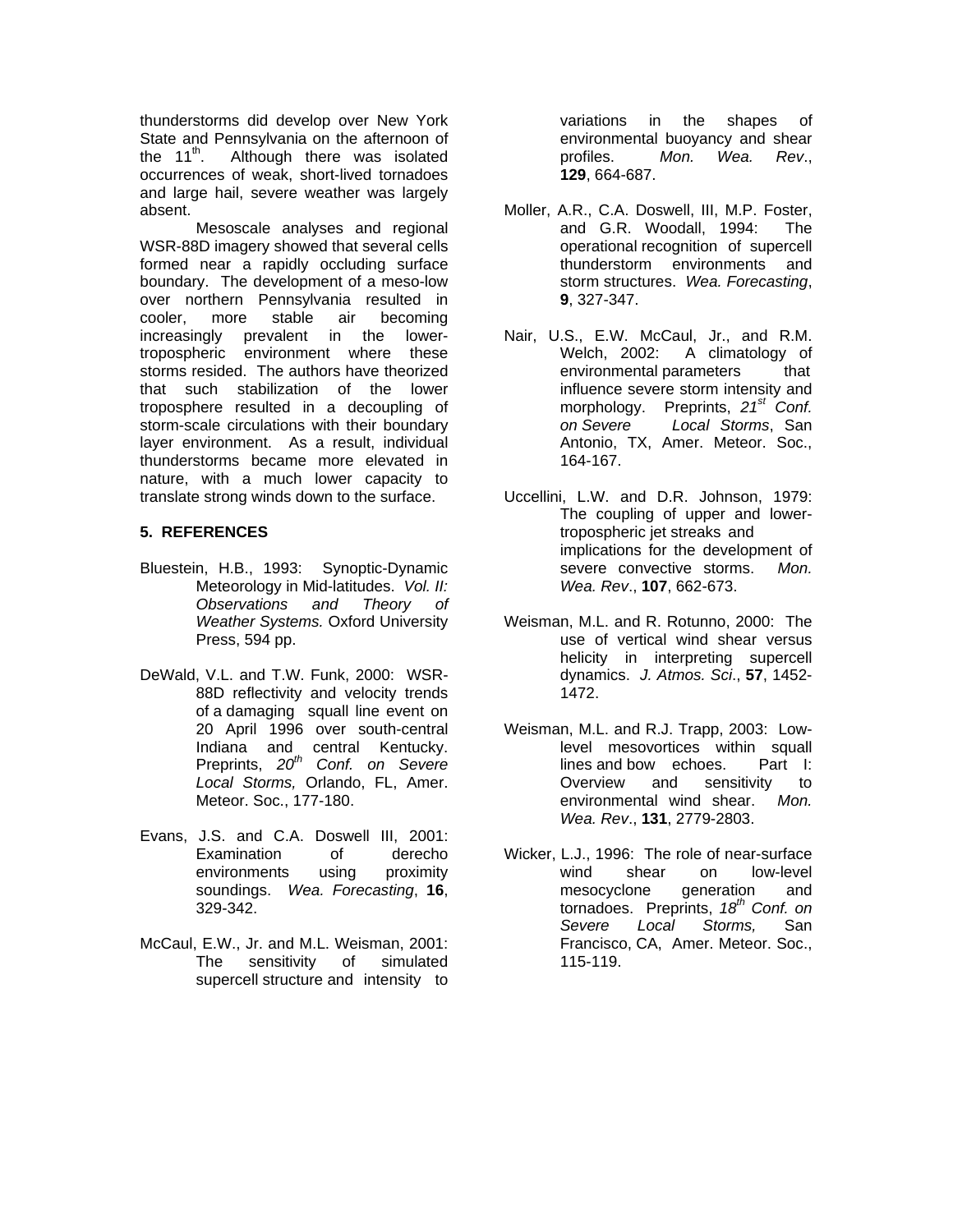thunderstorms did develop over New York State and Pennsylvania on the afternoon of the 11th. Although there was isolated occurrences of weak, short-lived tornadoes and large hail, severe weather was largely absent.

Mesoscale analyses and regional WSR-88D imagery showed that several cells formed near a rapidly occluding surface boundary. The development of a meso-low over northern Pennsylvania resulted in cooler, more stable air becoming increasingly prevalent in the lower-tropospheric environment where these storms resided. The authors have theorized that such stabilization of the lower troposphere resulted in a decoupling of storm-scale circulations with their boundary layer environment. As a result, individual thunderstorms became more elevated in nature, with a much lower capacity to translate strong winds down to the surface.

## 5. REFERENCES

Bluestein, H.B., 1993: Synoptic-Dynamic Meteorology in Mid-latitudes. *Vol. II: Observations and Theory of Weather Systems.* Oxford University Press, 594 pp.

DeWald, V.L. and T.W. Funk, 2000: WSR-88D reflectivity and velocity trends of a damaging squall line event on 20 April 1996 over south-central Indiana and central Kentucky. Preprints, *20th Conf. on Severe Local Storms,* Orlando, FL, Amer. Meteor. Soc., 177-180.

Evans, J.S. and C.A. Doswell III, 2001: Examination of derecho environments using proximity soundings. *Wea. Forecasting*, **16**, 329-342.

McCaul, E.W., Jr. and M.L. Weisman, 2001: The sensitivity of simulated supercell structure and intensity to variations in the shapes of environmental buoyancy and shear profiles. *Mon. Wea. Rev*., **129**, 664-687.

Moller, A.R., C.A. Doswell, III, M.P. Foster, and G.R. Woodall, 1994: The operational recognition of supercell thunderstorm environments and storm structures. *Wea. Forecasting*, **9**, 327-347.

Nair, U.S., E.W. McCaul, Jr., and R.M. Welch, 2002: A climatology of environmental parameters that influence severe storm intensity and morphology. Preprints, *21st Conf. on Severe Local Storms*, San Antonio, TX, Amer. Meteor. Soc., 164-167.

Uccellini, L.W. and D.R. Johnson, 1979: The coupling of upper and lower-tropospheric jet streaks and implications for the development of severe convective storms. *Mon. Wea. Rev*., **107**, 662-673.

Weisman, M.L. and R. Rotunno, 2000: The use of vertical wind shear versus helicity in interpreting supercell dynamics. *J. Atmos. Sci*., **57**, 1452-1472.

Weisman, M.L. and R.J. Trapp, 2003: Low-level mesovortices within squall lines and bow echoes. Part I: Overview and sensitivity to environmental wind shear. *Mon. Wea. Rev*., **131**, 2779-2803.

Wicker, L.J., 1996: The role of near-surface wind shear on low-level mesocyclone generation and tornadoes. Preprints, *18th Conf. on Severe Local Storms,* San Francisco, CA, Amer. Meteor. Soc., 115-119.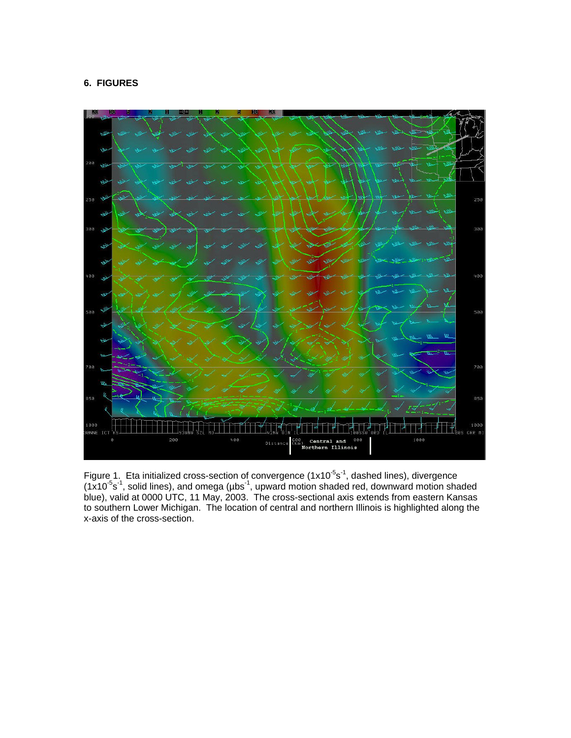## 6. FIGURES

Figure 1. Eta initialized cross-section of convergence ($1\times10^{-5}s^{-1}$, dashed lines), divergence ($1\times10^{-5}s^{-1}$, solid lines), and omega ($\mu bs^{-1}$, upward motion shaded red, downward motion shaded blue), valid at 0000 UTC, 11 May, 2003. The cross-sectional axis extends from eastern Kansas to southern Lower Michigan. The location of central and northern Illinois is highlighted along the x-axis of the cross-section.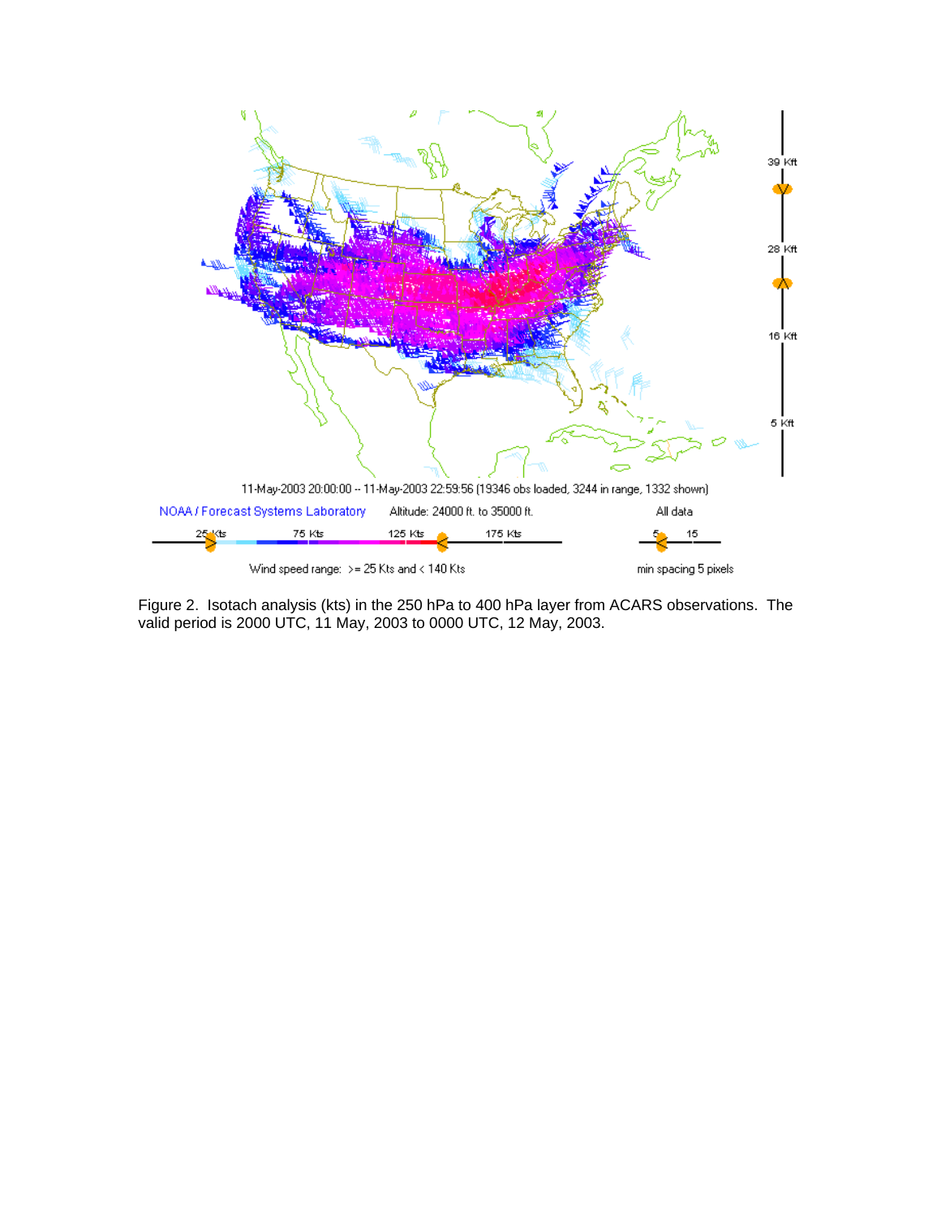11-May-2003 20:00:00 -- 11-May-2003 22:59:56 (19346 obs loaded, 3244 in range, 1332 shown)

NOAA / Forecast Systems Laboratory    Altitude: 24000 ft. to 35000 ft.    All data

25 Kts  75 Kts  125 Kts  175 Kts    5  15

Wind speed range: >= 25 Kts and < 140 Kts    min spacing 5 pixels

39 Kft  28 Kft  16 Kft  5 Kft

Figure 2. Isotach analysis (kts) in the 250 hPa to 400 hPa layer from ACARS observations. The valid period is 2000 UTC, 11 May, 2003 to 0000 UTC, 12 May, 2003.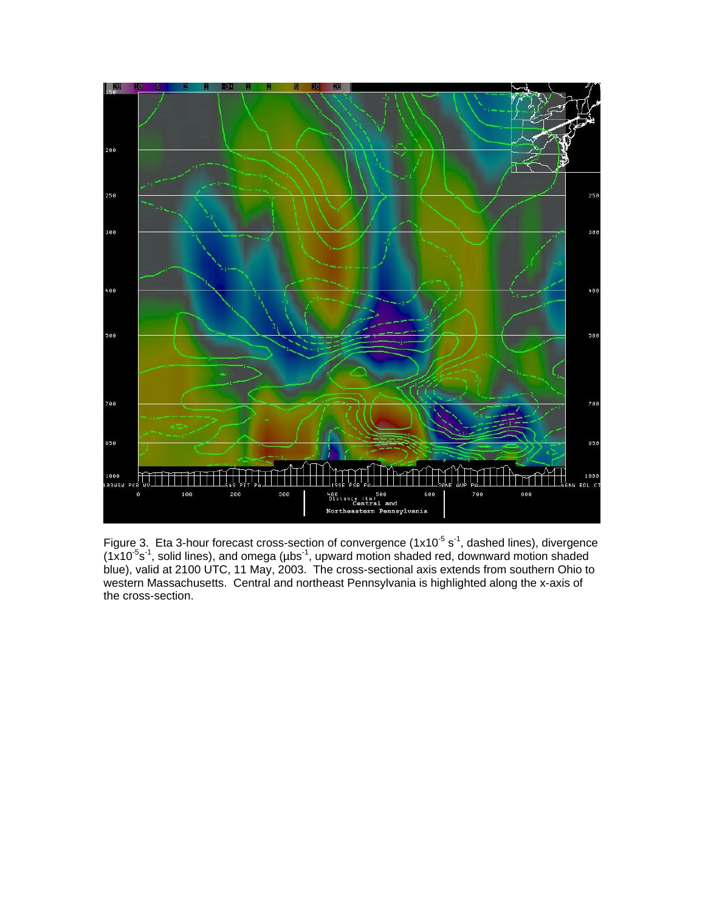Figure 3. Eta 3-hour forecast cross-section of convergence ($1x10^{-5}$ $s^{-1}$, dashed lines), divergence ($1x10^{-5}s^{-1}$, solid lines), and omega ($\mu bs^{-1}$, upward motion shaded red, downward motion shaded blue), valid at 2100 UTC, 11 May, 2003. The cross-sectional axis extends from southern Ohio to western Massachusetts. Central and northeast Pennsylvania is highlighted along the x-axis of the cross-section.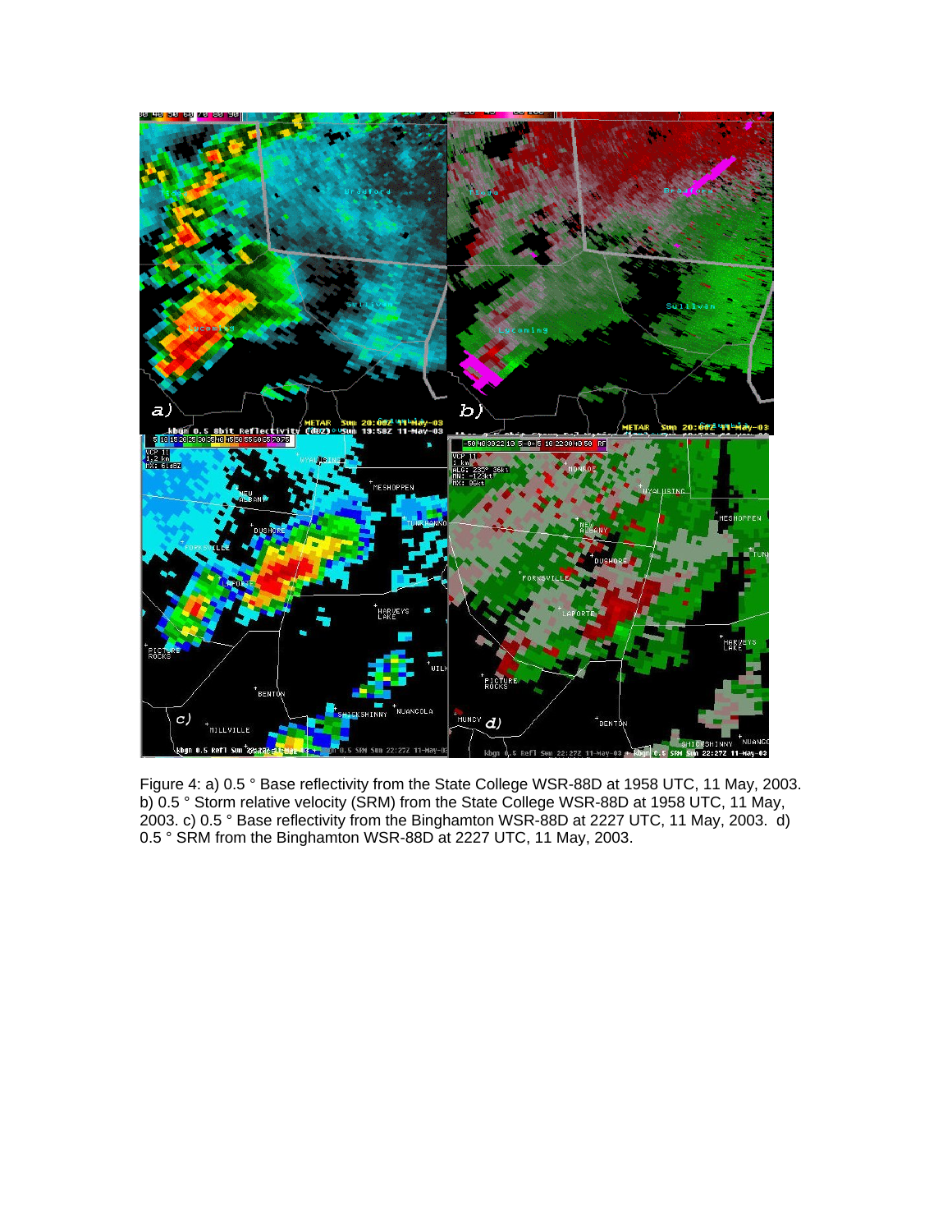Figure 4: a) 0.5 ° Base reflectivity from the State College WSR-88D at 1958 UTC, 11 May, 2003. b) 0.5 ° Storm relative velocity (SRM) from the State College WSR-88D at 1958 UTC, 11 May, 2003. c) 0.5 ° Base reflectivity from the Binghamton WSR-88D at 2227 UTC, 11 May, 2003. d) 0.5 ° SRM from the Binghamton WSR-88D at 2227 UTC, 11 May, 2003.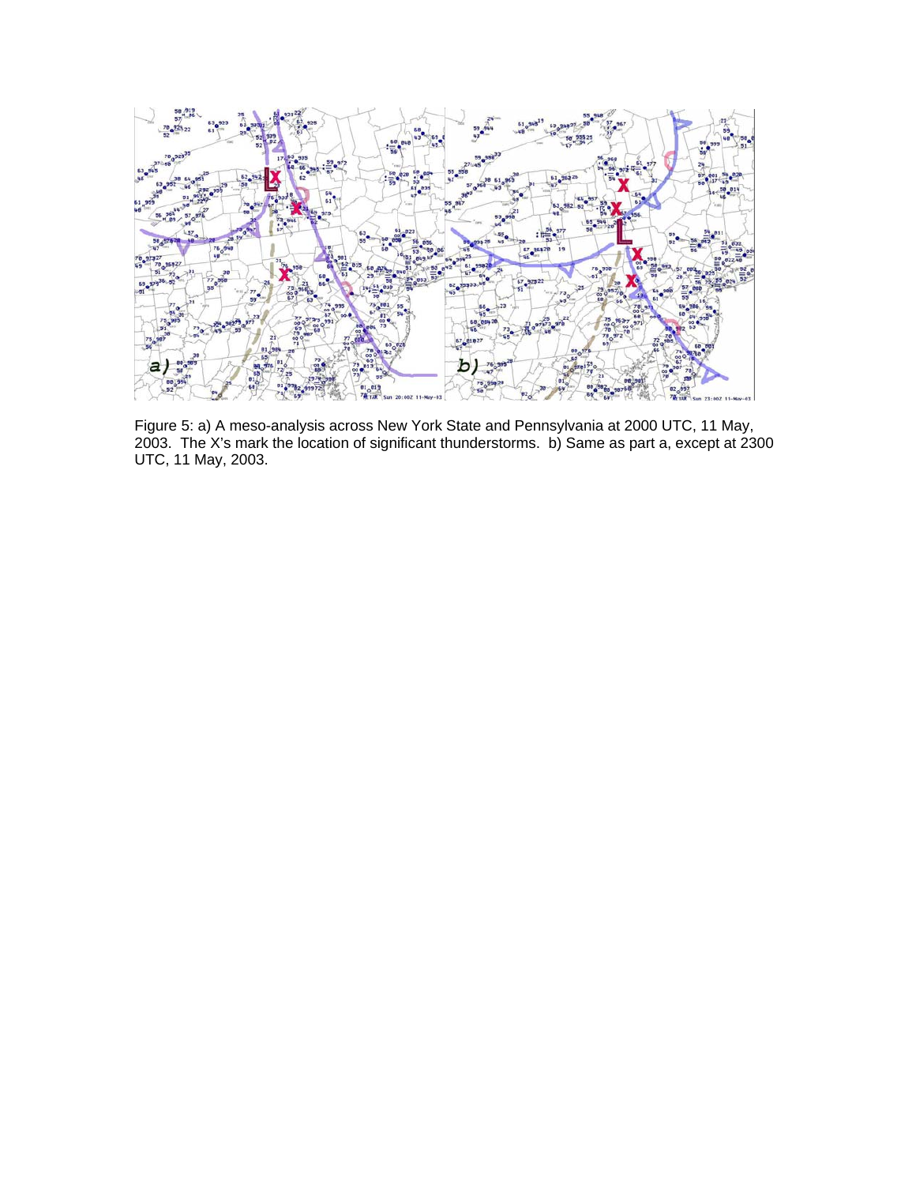Figure 5: a) A meso-analysis across New York State and Pennsylvania at 2000 UTC, 11 May, 2003. The X's mark the location of significant thunderstorms. b) Same as part a, except at 2300 UTC, 11 May, 2003.